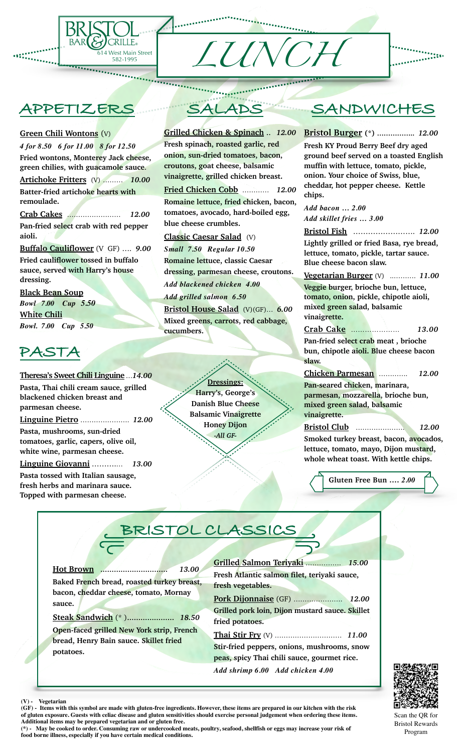BRISTOL BAR & GRILLE®
614 West Main Street
582-1995

# LUNCH

## APPETIZERS

**Green Chili Wontons** (V)
*4 for 8.50 6 for 11.00 8 for 12.50*
Fried wontons, Monterey Jack cheese, green chilies, with guacamole sauce.

**Artichoke Fritters** (V) ......... *10.00*
Batter-fried artichoke hearts with remoulade.

**Crab Cakes** ........................ *12.00*
Pan-fried select crab with red pepper aioli.

**Buffalo Cauliflower** (V GF) .... *9.00*
Fried cauliflower tossed in buffalo sauce, served with Harry's house dressing.

**Black Bean Soup**
*Bowl 7.00 Cup 5.50*

**White Chili**
*Bowl. 7.00 Cup 5.50*

## PASTA

**Theresa's Sweet Chili Linguine** ...*14.00*
Pasta, Thai chili cream sauce, grilled blackened chicken breast and parmesan cheese.

**Linguine Pietro** ...................... *12.00*
Pasta, mushrooms, sun-dried tomatoes, garlic, capers, olive oil, white wine, parmesan cheese.

**Linguine Giovanni** ............ *13.00*
Pasta tossed with Italian sausage, fresh herbs and marinara sauce. Topped with parmesan cheese.

## SALADS

**Grilled Chicken & Spinach** .. *12.00*
Fresh spinach, roasted garlic, red onion, sun-dried tomatoes, bacon, croutons, goat cheese, balsamic vinaigrette, grilled chicken breast.

**Fried Chicken Cobb** ........... *12.00*
Romaine lettuce, fried chicken, bacon, tomatoes, avocado, hard-boiled egg, blue cheese crumbles.

**Classic Caesar Salad** (V)
*Small 7.50 Regular 10.50*
Romaine lettuce, classic Caesar dressing, parmesan cheese, croutons.
*Add blackened chicken 4.00*
*Add grilled salmon 6.50*

**Bristol House Salad** (V)(GF)... *6.00*
Mixed greens, carrots, red cabbage, cucumbers.

**Dressings:**
Harry's, George's
Danish Blue Cheese
Balsamic Vinaigrette
Honey Dijon
*-All GF-*

## SANDWICHES

**Bristol Burger** (*) ................. *12.00*
Fresh KY Proud Berry Beef dry aged ground beef served on a toasted English muffin with lettuce, tomato, pickle, onion. Your choice of Swiss, blue, cheddar, hot pepper cheese. Kettle chips.
*Add bacon ... 2.00*
*Add skillet fries ... 3.00*

**Bristol Fish** ......................... *12.00*
Lightly grilled or fried Basa, rye bread, lettuce, tomato, pickle, tartar sauce. Blue cheese bacon slaw.

**Vegetarian Burger** (V) ........... *11.00*
Veggie burger, brioche bun, lettuce, tomato, onion, pickle, chipotle aioli, mixed green salad, balsamic vinaigrette.

**Crab Cake** ..................... *13.00*
Pan-fried select crab meat, brioche bun, chipotle aioli. Blue cheese bacon slaw.

**Chicken Parmesan** ............ *12.00*
Pan-seared chicken, marinara, parmesan, mozzarella, brioche bun, mixed green salad, balsamic vinaigrette.

**Bristol Club** ...................... *12.00*
Smoked turkey breast, bacon, avocados, lettuce, tomato, mayo, Dijon mustard, whole wheat toast. With kettle chips.

**Gluten Free Bun .... *2.00***

## BRISTOL CLASSICS

**Hot Brown** ............................. *13.00*
Baked French bread, roasted turkey breast, bacon, cheddar cheese, tomato, Mornay sauce.

**Steak Sandwich** (* )..................... *18.50*
Open-faced grilled New York strip, French bread, Henry Bain sauce. Skillet fried potatoes.

**Grilled Salmon Teriyaki** ................ *15.00*
Fresh Atlantic salmon filet, teriyaki sauce, fresh vegetables.

**Pork Dijonnaise** (GF) ...................... *12.00*
Grilled pork loin, Dijon mustard sauce. Skillet fried potatoes.

**Thai Stir Fry** (V) .............................. *11.00*
Stir-fried peppers, onions, mushrooms, snow peas, spicy Thai chili sauce, gourmet rice.
*Add shrimp 6.00 Add chicken 4.00*

Scan the QR for Bristol Rewards Program

**(V) -** Vegetarian
**(GF) -** Items with this symbol are made with gluten-free ingredients. However, these items are prepared in our kitchen with the risk of gluten exposure. Guests with celiac disease and gluten sensitivities should exercise personal judgement when ordering these items. Additional items may be prepared vegetarian and or gluten free.
**(*) -** May be cooked to order. Consuming raw or undercooked meats, poultry, seafood, shellfish or eggs may increase your risk of food borne illness, especially if you have certain medical conditions.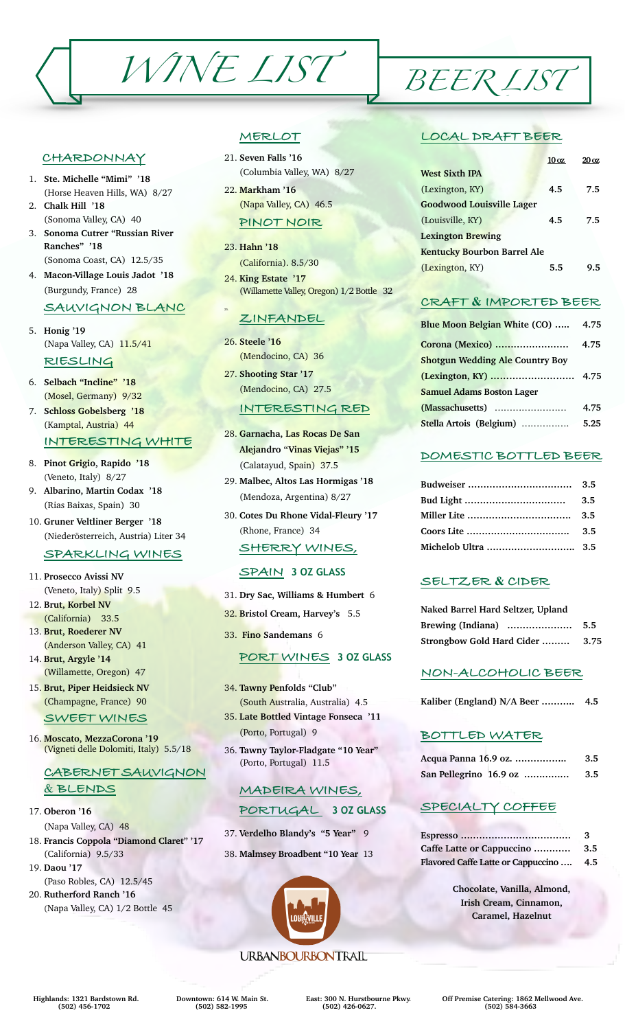# WINE LIST

## CHARDONNAY

1. **Ste. Michelle "Mimi" '18**
   (Horse Heaven Hills, WA) 8/27
2. **Chalk Hill '18**
   (Sonoma Valley, CA) 40
3. **Sonoma Cutrer "Russian River Ranches" '18**
   (Sonoma Coast, CA) 12.5/35
4. **Macon-Village Louis Jadot '18**
   (Burgundy, France) 28

## SAUVIGNON BLANC

5. **Honig '19**
   (Napa Valley, CA) 11.5/41

## RIESLING

6. **Selbach "Incline" '18**
   (Mosel, Germany) 9/32
7. **Schloss Gobelsberg '18**
   (Kamptal, Austria) 44

## INTERESTING WHITE

8. **Pinot Grigio, Rapido '18**
   (Veneto, Italy) 8/27
9. **Albarino, Martin Codax '18**
   (Rias Baixas, Spain) 30
10. **Gruner Veltliner Berger '18**
    (Niederösterreich, Austria) Liter 34

## SPARKLING WINES

11. **Prosecco Avissi NV**
    (Veneto, Italy) Split 9.5
12. **Brut, Korbel NV**
    (California) 33.5
13. **Brut, Roederer NV**
    (Anderson Valley, CA) 41
14. **Brut, Argyle '14**
    (Willamette, Oregon) 47
15. **Brut, Piper Heidsieck NV**
    (Champagne, France) 90

## SWEET WINES

16. **Moscato, MezzaCorona '19**
    (Vigneti delle Dolomiti, Italy) 5.5/18

## CABERNET SAUVIGNON & BLENDS

17. **Oberon '16**
    (Napa Valley, CA) 48
18. **Francis Coppola "Diamond Claret" '17**
    (California) 9.5/33
19. **Daou '17**
    (Paso Robles, CA) 12.5/45
20. **Rutherford Ranch '16**
    (Napa Valley, CA) 1/2 Bottle 45

## MERLOT

21. **Seven Falls '16**
    (Columbia Valley, WA) 8/27
22. **Markham '16**
    (Napa Valley, CA) 46.5

## PINOT NOIR

23. **Hahn '18**
    (California). 8.5/30
24. **King Estate '17**
    (Willamette Valley, Oregon) 1/2 Bottle 32

## ZINFANDEL

26. **Steele '16**
    (Mendocino, CA) 36
27. **Shooting Star '17**
    (Mendocino, CA) 27.5

## INTERESTING RED

28. **Garnacha, Las Rocas De San Alejandro "Vinas Viejas" '15**
    (Calatayud, Spain) 37.5
29. **Malbec, Altos Las Hormigas '18**
    (Mendoza, Argentina) 8/27
30. **Cotes Du Rhone Vidal-Fleury '17**
    (Rhone, France) 34

## SHERRY WINES, SPAIN 3 OZ GLASS

31. **Dry Sac, Williams & Humbert** 6
32. **Bristol Cream, Harvey's** 5.5
33. **Fino Sandemans** 6

## PORT WINES 3 OZ GLASS

34. **Tawny Penfolds "Club"**
    (South Australia, Australia) 4.5
35. **Late Bottled Vintage Fonseca '11**
    (Porto, Portugal) 9
36. **Tawny Taylor-Fladgate "10 Year"**
    (Porto, Portugal) 11.5

## MADEIRA WINES, PORTUGAL 3 OZ GLASS

37. **Verdelho Blandy's "5 Year"** 9
38. **Malmsey Broadbent "10 Year** 13

URBANBOURBONTRAIL

# BEER LIST

## LOCAL DRAFT BEER

| | 10 oz | 20 oz |
|---|---|---|
| **West Sixth IPA** (Lexington, KY) | 4.5 | 7.5 |
| **Goodwood Louisville Lager** (Louisville, KY) | 4.5 | 7.5 |
| **Lexington Brewing Kentucky Bourbon Barrel Ale** (Lexington, KY) | 5.5 | 9.5 |

## CRAFT & IMPORTED BEER

**Blue Moon Belgian White (CO)** ..... 4.75
**Corona (Mexico)** ........................ 4.75
**Shotgun Wedding Ale Country Boy (Lexington, KY)** ........................... 4.75
**Samuel Adams Boston Lager (Massachusetts)** ........................ 4.75
**Stella Artois (Belgium)** ................ 5.25

## DOMESTIC BOTTLED BEER

**Budweiser** .................................. 3.5
**Bud Light** ................................. 3.5
**Miller Lite** ................................. 3.5
**Coors Lite** ................................. 3.5
**Michelob Ultra** ............................. 3.5

## SELTZER & CIDER

**Naked Barrel Hard Seltzer, Upland Brewing (Indiana)** ..................... 5.5
**Strongbow Gold Hard Cider** ......... 3.75

## NON-ALCOHOLIC BEER

**Kaliber (England) N/A Beer** ........... 4.5

## BOTTLED WATER

**Acqua Panna 16.9 oz.** ................. 3.5
**San Pellegrino 16.9 oz** .............. 3.5

## SPECIALTY COFFEE

**Espresso** .................................... 3
**Caffe Latte or Cappuccino** ............ 3.5
**Flavored Caffe Latte or Cappuccino** .... 4.5

**Chocolate, Vanilla, Almond, Irish Cream, Cinnamon, Caramel, Hazelnut**

**Highlands: 1321 Bardstown Rd. (502) 456-1702**
**Downtown: 614 W. Main St. (502) 582-1995**
**East: 300 N. Hurstbourne Pkwy. (502) 426-0627.**
**Off Premise Catering: 1862 Mellwood Ave. (502) 584-3663**